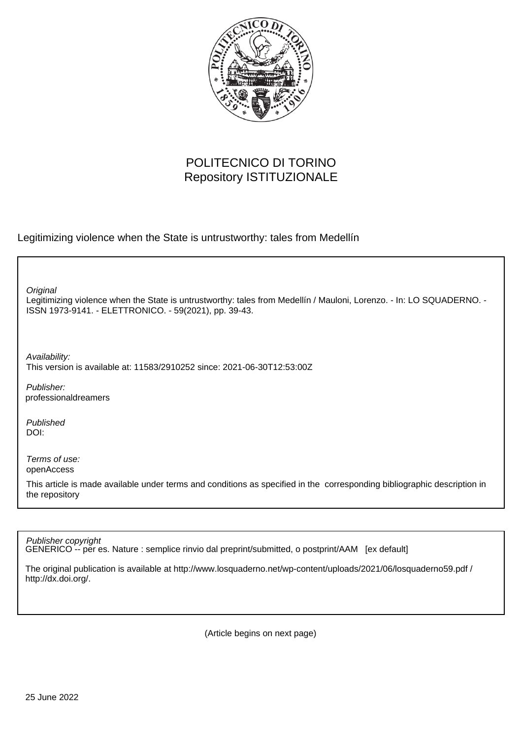POLITECNICO DI TORINO
Repository ISTITUZIONALE

Legitimizing violence when the State is untrustworthy: tales from Medellín

*Original*
Legitimizing violence when the State is untrustworthy: tales from Medellín / Mauloni, Lorenzo. - In: LO SQUADERNO. - ISSN 1973-9141. - ELETTRONICO. - 59(2021), pp. 39-43.

*Availability:*
This version is available at: 11583/2910252 since: 2021-06-30T12:53:00Z

*Publisher:*
professionaldreamers

*Published*
DOI:

*Terms of use:*
openAccess

This article is made available under terms and conditions as specified in the corresponding bibliographic description in the repository

*Publisher copyright*
GENERICO -- per es. Nature : semplice rinvio dal preprint/submitted, o postprint/AAM [ex default]

The original publication is available at http://www.losquaderno.net/wp-content/uploads/2021/06/losquaderno59.pdf / http://dx.doi.org/.

(Article begins on next page)

25 June 2022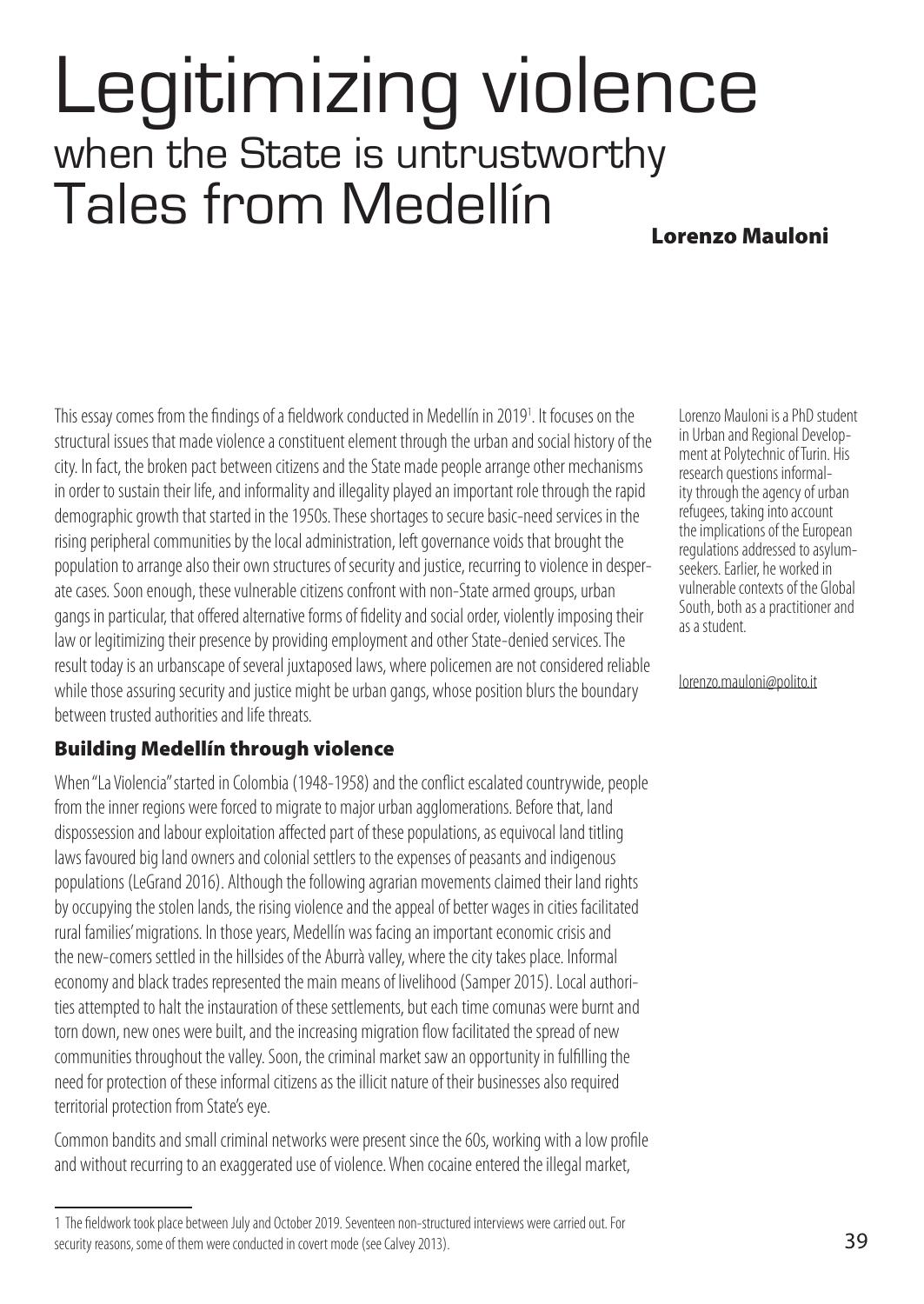# Legitimizing violence
## when the State is untrustworthy
## Tales from Medellín

**Lorenzo Mauloni**

Lorenzo Mauloni is a PhD student in Urban and Regional Development at Polytechnic of Turin. His research questions informality through the agency of urban refugees, taking into account the implications of the European regulations addressed to asylum-seekers. Earlier, he worked in vulnerable contexts of the Global South, both as a practitioner and as a student.

lorenzo.mauloni@polito.it

This essay comes from the findings of a fieldwork conducted in Medellín in 2019[1]. It focuses on the structural issues that made violence a constituent element through the urban and social history of the city. In fact, the broken pact between citizens and the State made people arrange other mechanisms in order to sustain their life, and informality and illegality played an important role through the rapid demographic growth that started in the 1950s. These shortages to secure basic-need services in the rising peripheral communities by the local administration, left governance voids that brought the population to arrange also their own structures of security and justice, recurring to violence in desperate cases. Soon enough, these vulnerable citizens confront with non-State armed groups, urban gangs in particular, that offered alternative forms of fidelity and social order, violently imposing their law or legitimizing their presence by providing employment and other State-denied services. The result today is an urbanscape of several juxtaposed laws, where policemen are not considered reliable while those assuring security and justice might be urban gangs, whose position blurs the boundary between trusted authorities and life threats.

## Building Medellín through violence

When "La Violencia" started in Colombia (1948-1958) and the conflict escalated countrywide, people from the inner regions were forced to migrate to major urban agglomerations. Before that, land dispossession and labour exploitation affected part of these populations, as equivocal land titling laws favoured big land owners and colonial settlers to the expenses of peasants and indigenous populations (LeGrand 2016). Although the following agrarian movements claimed their land rights by occupying the stolen lands, the rising violence and the appeal of better wages in cities facilitated rural families' migrations. In those years, Medellín was facing an important economic crisis and the new-comers settled in the hillsides of the Aburrà valley, where the city takes place. Informal economy and black trades represented the main means of livelihood (Samper 2015). Local authorities attempted to halt the instauration of these settlements, but each time comunas were burnt and torn down, new ones were built, and the increasing migration flow facilitated the spread of new communities throughout the valley. Soon, the criminal market saw an opportunity in fulfilling the need for protection of these informal citizens as the illicit nature of their businesses also required territorial protection from State's eye.

Common bandits and small criminal networks were present since the 60s, working with a low profile and without recurring to an exaggerated use of violence. When cocaine entered the illegal market,

[1] The fieldwork took place between July and October 2019. Seventeen non-structured interviews were carried out. For security reasons, some of them were conducted in covert mode (see Calvey 2013).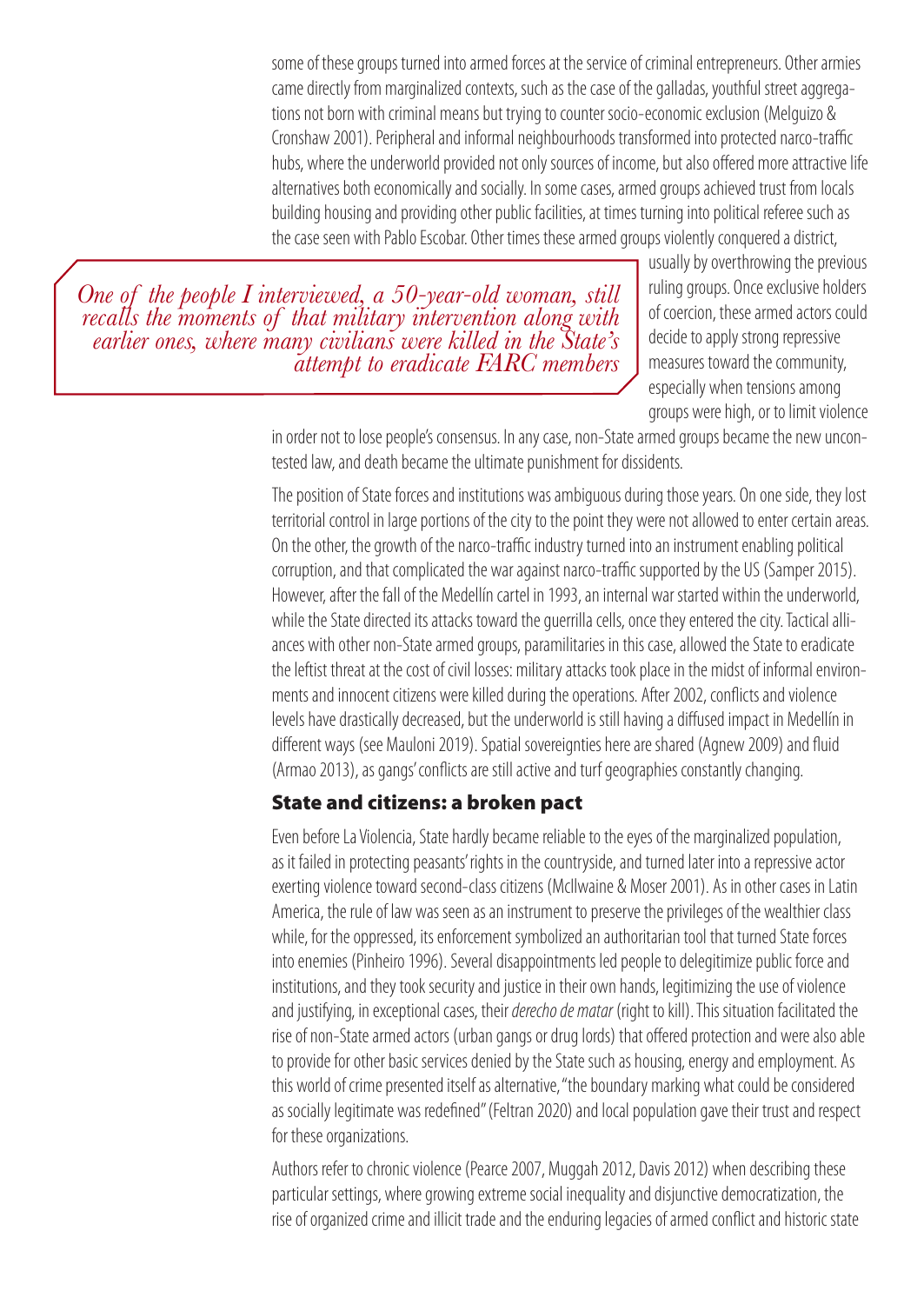some of these groups turned into armed forces at the service of criminal entrepreneurs. Other armies came directly from marginalized contexts, such as the case of the galladas, youthful street aggregations not born with criminal means but trying to counter socio-economic exclusion (Melguizo & Cronshaw 2001). Peripheral and informal neighbourhoods transformed into protected narco-traffic hubs, where the underworld provided not only sources of income, but also offered more attractive life alternatives both economically and socially. In some cases, armed groups achieved trust from locals building housing and providing other public facilities, at times turning into political referee such as the case seen with Pablo Escobar. Other times these armed groups violently conquered a district, usually by overthrowing the previous ruling groups. Once exclusive holders of coercion, these armed actors could decide to apply strong repressive measures toward the community, especially when tensions among groups were high, or to limit violence in order not to lose people's consensus. In any case, non-State armed groups became the new uncontested law, and death became the ultimate punishment for dissidents.

> *One of the people I interviewed, a 50-year-old woman, still recalls the moments of that military intervention along with earlier ones, where many civilians were killed in the State's attempt to eradicate FARC members*

The position of State forces and institutions was ambiguous during those years. On one side, they lost territorial control in large portions of the city to the point they were not allowed to enter certain areas. On the other, the growth of the narco-traffic industry turned into an instrument enabling political corruption, and that complicated the war against narco-traffic supported by the US (Samper 2015). However, after the fall of the Medellín cartel in 1993, an internal war started within the underworld, while the State directed its attacks toward the guerrilla cells, once they entered the city. Tactical alliances with other non-State armed groups, paramilitaries in this case, allowed the State to eradicate the leftist threat at the cost of civil losses: military attacks took place in the midst of informal environments and innocent citizens were killed during the operations. After 2002, conflicts and violence levels have drastically decreased, but the underworld is still having a diffused impact in Medellín in different ways (see Mauloni 2019). Spatial sovereignties here are shared (Agnew 2009) and fluid (Armao 2013), as gangs' conflicts are still active and turf geographies constantly changing.

## State and citizens: a broken pact

Even before La Violencia, State hardly became reliable to the eyes of the marginalized population, as it failed in protecting peasants' rights in the countryside, and turned later into a repressive actor exerting violence toward second-class citizens (McIlwaine & Moser 2001). As in other cases in Latin America, the rule of law was seen as an instrument to preserve the privileges of the wealthier class while, for the oppressed, its enforcement symbolized an authoritarian tool that turned State forces into enemies (Pinheiro 1996). Several disappointments led people to delegitimize public force and institutions, and they took security and justice in their own hands, legitimizing the use of violence and justifying, in exceptional cases, their *derecho de matar* (right to kill). This situation facilitated the rise of non-State armed actors (urban gangs or drug lords) that offered protection and were also able to provide for other basic services denied by the State such as housing, energy and employment. As this world of crime presented itself as alternative, "the boundary marking what could be considered as socially legitimate was redefined" (Feltran 2020) and local population gave their trust and respect for these organizations.

Authors refer to chronic violence (Pearce 2007, Muggah 2012, Davis 2012) when describing these particular settings, where growing extreme social inequality and disjunctive democratization, the rise of organized crime and illicit trade and the enduring legacies of armed conflict and historic state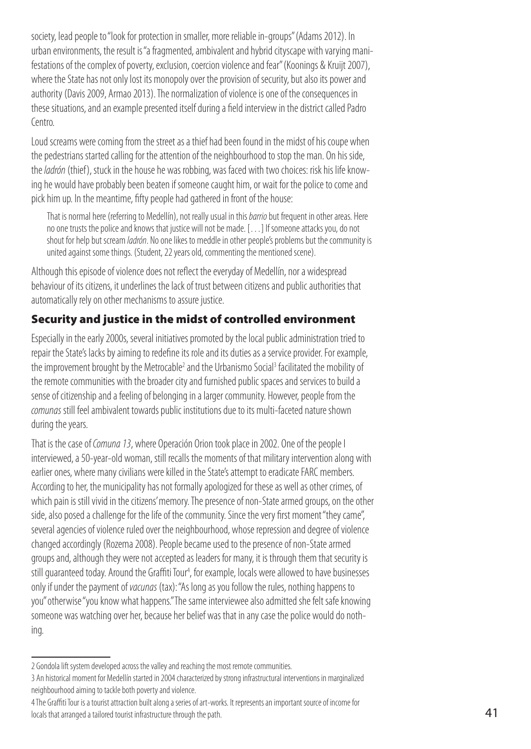society, lead people to "look for protection in smaller, more reliable in-groups" (Adams 2012). In urban environments, the result is "a fragmented, ambivalent and hybrid cityscape with varying manifestations of the complex of poverty, exclusion, coercion violence and fear" (Koonings & Kruijt 2007), where the State has not only lost its monopoly over the provision of security, but also its power and authority (Davis 2009, Armao 2013). The normalization of violence is one of the consequences in these situations, and an example presented itself during a field interview in the district called Padro Centro.

Loud screams were coming from the street as a thief had been found in the midst of his coupe when the pedestrians started calling for the attention of the neighbourhood to stop the man. On his side, the *ladrón* (thief), stuck in the house he was robbing, was faced with two choices: risk his life knowing he would have probably been beaten if someone caught him, or wait for the police to come and pick him up. In the meantime, fifty people had gathered in front of the house:

> That is normal here (referring to Medellín), not really usual in this *barrio* but frequent in other areas. Here no one trusts the police and knows that justice will not be made. [. . .] If someone attacks you, do not shout for help but scream *ladrón*. No one likes to meddle in other people's problems but the community is united against some things. (Student, 22 years old, commenting the mentioned scene).

Although this episode of violence does not reflect the everyday of Medellín, nor a widespread behaviour of its citizens, it underlines the lack of trust between citizens and public authorities that automatically rely on other mechanisms to assure justice.

## Security and justice in the midst of controlled environment

Especially in the early 2000s, several initiatives promoted by the local public administration tried to repair the State's lacks by aiming to redefine its role and its duties as a service provider. For example, the improvement brought by the Metrocable[2] and the Urbanismo Social[3] facilitated the mobility of the remote communities with the broader city and furnished public spaces and services to build a sense of citizenship and a feeling of belonging in a larger community. However, people from the *comunas* still feel ambivalent towards public institutions due to its multi-faceted nature shown during the years.

That is the case of *Comuna 13*, where Operación Orion took place in 2002. One of the people I interviewed, a 50-year-old woman, still recalls the moments of that military intervention along with earlier ones, where many civilians were killed in the State's attempt to eradicate FARC members. According to her, the municipality has not formally apologized for these as well as other crimes, of which pain is still vivid in the citizens' memory. The presence of non-State armed groups, on the other side, also posed a challenge for the life of the community. Since the very first moment "they came", several agencies of violence ruled over the neighbourhood, whose repression and degree of violence changed accordingly (Rozema 2008). People became used to the presence of non-State armed groups and, although they were not accepted as leaders for many, it is through them that security is still guaranteed today. Around the Graffiti Tour[4], for example, locals were allowed to have businesses only if under the payment of *vacunas* (tax): "As long as you follow the rules, nothing happens to you" otherwise "you know what happens." The same interviewee also admitted she felt safe knowing someone was watching over her, because her belief was that in any case the police would do nothing.

---

2 Gondola lift system developed across the valley and reaching the most remote communities.

3 An historical moment for Medellín started in 2004 characterized by strong infrastructural interventions in marginalized neighbourhood aiming to tackle both poverty and violence.

4 The Graffiti Tour is a tourist attraction built along a series of art-works. It represents an important source of income for locals that arranged a tailored tourist infrastructure through the path.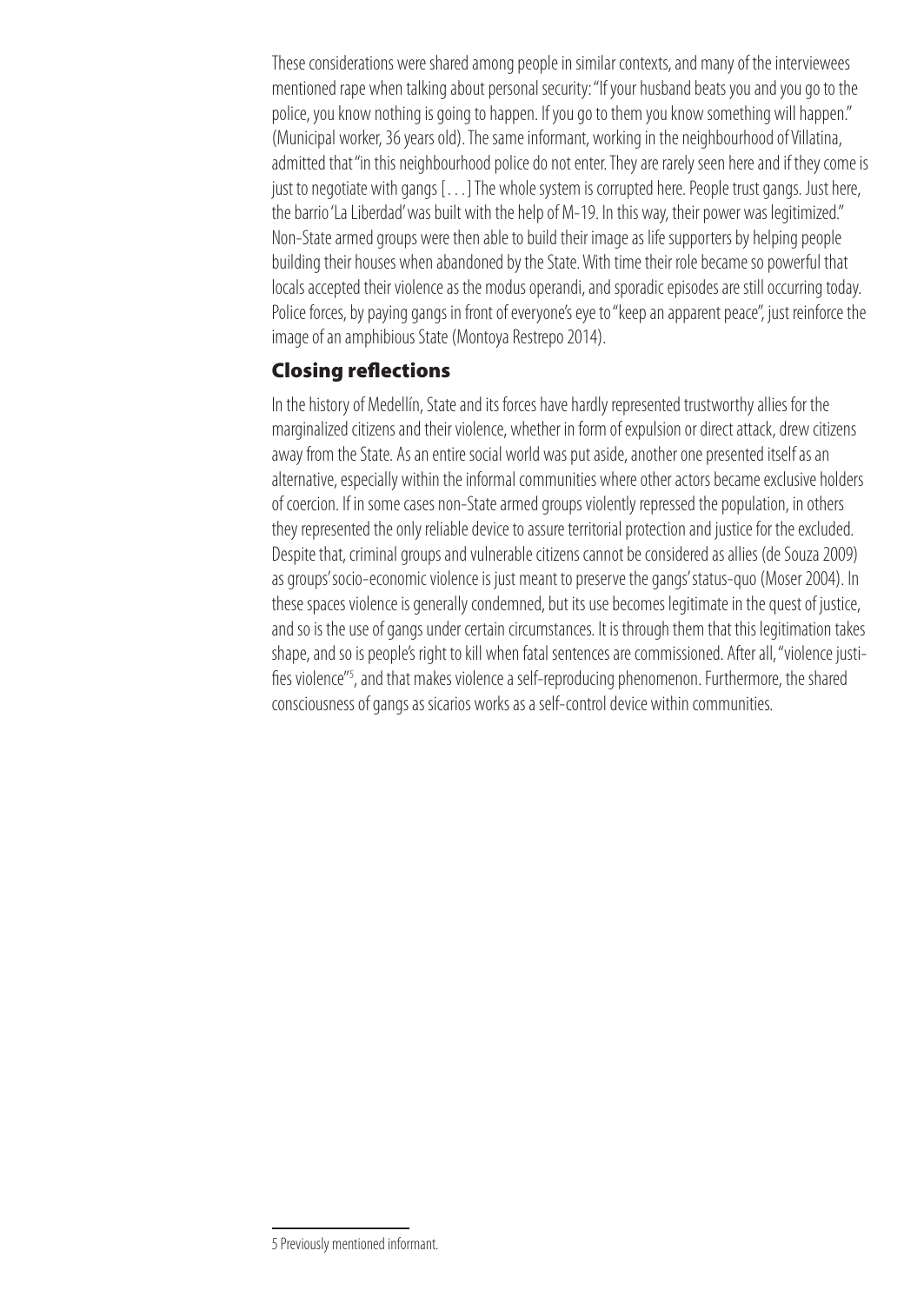These considerations were shared among people in similar contexts, and many of the interviewees mentioned rape when talking about personal security: "If your husband beats you and you go to the police, you know nothing is going to happen. If you go to them you know something will happen." (Municipal worker, 36 years old). The same informant, working in the neighbourhood of Villatina, admitted that "in this neighbourhood police do not enter. They are rarely seen here and if they come is just to negotiate with gangs [. . .] The whole system is corrupted here. People trust gangs. Just here, the barrio 'La Liberdad' was built with the help of M-19. In this way, their power was legitimized." Non-State armed groups were then able to build their image as life supporters by helping people building their houses when abandoned by the State. With time their role became so powerful that locals accepted their violence as the modus operandi, and sporadic episodes are still occurring today. Police forces, by paying gangs in front of everyone's eye to "keep an apparent peace", just reinforce the image of an amphibious State (Montoya Restrepo 2014).

## Closing reflections

In the history of Medellín, State and its forces have hardly represented trustworthy allies for the marginalized citizens and their violence, whether in form of expulsion or direct attack, drew citizens away from the State. As an entire social world was put aside, another one presented itself as an alternative, especially within the informal communities where other actors became exclusive holders of coercion. If in some cases non-State armed groups violently repressed the population, in others they represented the only reliable device to assure territorial protection and justice for the excluded. Despite that, criminal groups and vulnerable citizens cannot be considered as allies (de Souza 2009) as groups' socio-economic violence is just meant to preserve the gangs' status-quo (Moser 2004). In these spaces violence is generally condemned, but its use becomes legitimate in the quest of justice, and so is the use of gangs under certain circumstances. It is through them that this legitimation takes shape, and so is people's right to kill when fatal sentences are commissioned. After all, "violence justifies violence"[5], and that makes violence a self-reproducing phenomenon. Furthermore, the shared consciousness of gangs as sicarios works as a self-control device within communities.

---

5 Previously mentioned informant.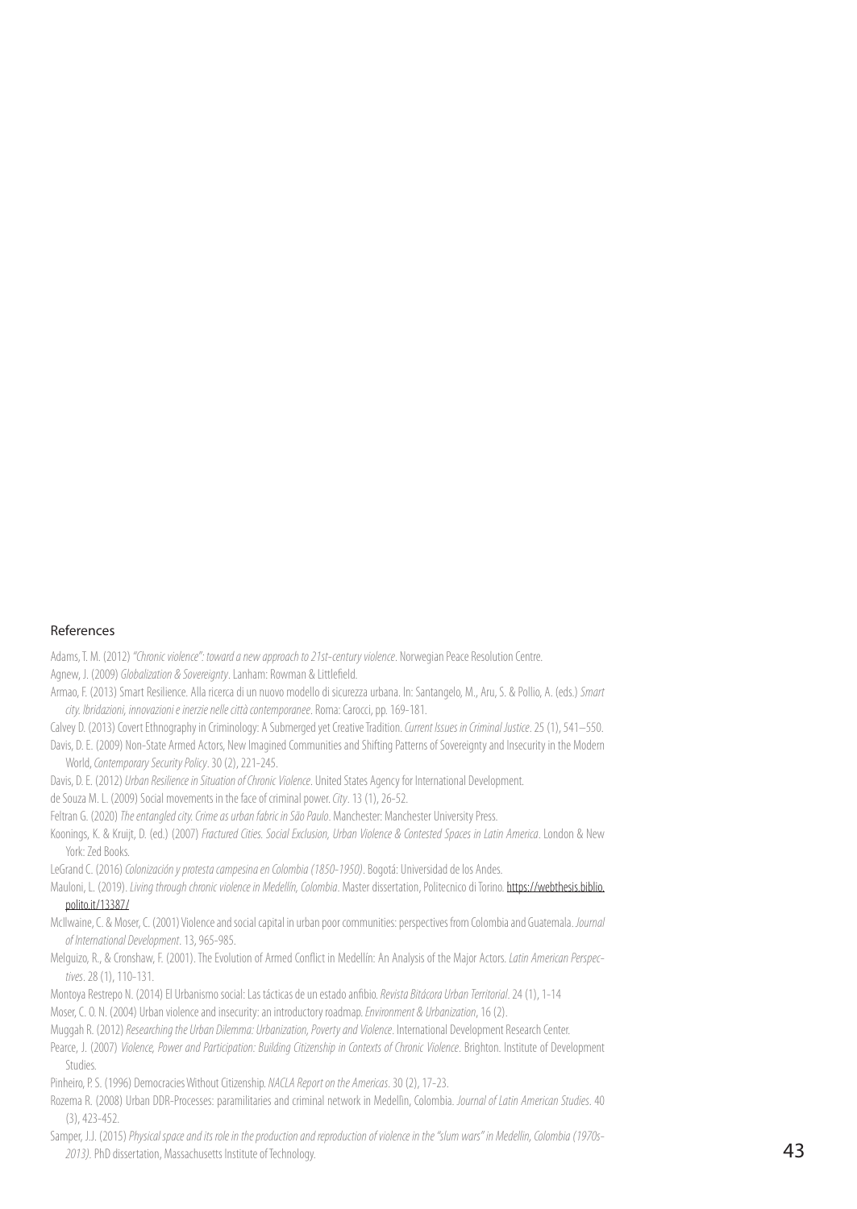## References

Adams, T. M. (2012) *"Chronic violence": toward a new approach to 21st-century violence*. Norwegian Peace Resolution Centre.

Agnew, J. (2009) *Globalization & Sovereignty*. Lanham: Rowman & Littlefield.

Armao, F. (2013) Smart Resilience. Alla ricerca di un nuovo modello di sicurezza urbana. In: Santangelo, M., Aru, S. & Pollio, A. (eds.) *Smart city. Ibridazioni, innovazioni e inerzie nelle città contemporanee*. Roma: Carocci, pp. 169-181.

Calvey D. (2013) Covert Ethnography in Criminology: A Submerged yet Creative Tradition. *Current Issues in Criminal Justice*. 25 (1), 541–550.

Davis, D. E. (2009) Non-State Armed Actors, New Imagined Communities and Shifting Patterns of Sovereignty and Insecurity in the Modern World, *Contemporary Security Policy*. 30 (2), 221-245.

Davis, D. E. (2012) *Urban Resilience in Situation of Chronic Violence*. United States Agency for International Development.

de Souza M. L. (2009) Social movements in the face of criminal power. *City*. 13 (1), 26-52.

Feltran G. (2020) *The entangled city. Crime as urban fabric in São Paulo*. Manchester: Manchester University Press.

Koonings, K. & Kruijt, D. (ed.) (2007) *Fractured Cities. Social Exclusion, Urban Violence & Contested Spaces in Latin America*. London & New York: Zed Books.

LeGrand C. (2016) *Colonización y protesta campesina en Colombia (1850-1950)*. Bogotá: Universidad de los Andes.

Mauloni, L. (2019). *Living through chronic violence in Medellín, Colombia*. Master dissertation, Politecnico di Torino. https://webthesis.biblio.polito.it/13387/

McIlwaine, C. & Moser, C. (2001) Violence and social capital in urban poor communities: perspectives from Colombia and Guatemala. *Journal of International Development*. 13, 965-985.

Melguizo, R., & Cronshaw, F. (2001). The Evolution of Armed Conflict in Medellín: An Analysis of the Major Actors. *Latin American Perspectives*. 28 (1), 110-131.

Montoya Restrepo N. (2014) El Urbanismo social: Las tácticas de un estado anfibio. *Revista Bitácora Urban Territorial*. 24 (1), 1-14

Moser, C. O. N. (2004) Urban violence and insecurity: an introductory roadmap. *Environment & Urbanization*, 16 (2).

Muggah R. (2012) *Researching the Urban Dilemma: Urbanization, Poverty and Violence*. International Development Research Center.

Pearce, J. (2007) *Violence, Power and Participation: Building Citizenship in Contexts of Chronic Violence*. Brighton. Institute of Development Studies.

Pinheiro, P. S. (1996) Democracies Without Citizenship. *NACLA Report on the Americas*. 30 (2), 17-23.

Rozema R. (2008) Urban DDR-Processes: paramilitaries and criminal network in Medellín, Colombia. *Journal of Latin American Studies*. 40 (3), 423-452.

Samper, J.J. (2015) *Physical space and its role in the production and reproduction of violence in the "slum wars" in Medellin, Colombia (1970s-2013)*. PhD dissertation, Massachusetts Institute of Technology.